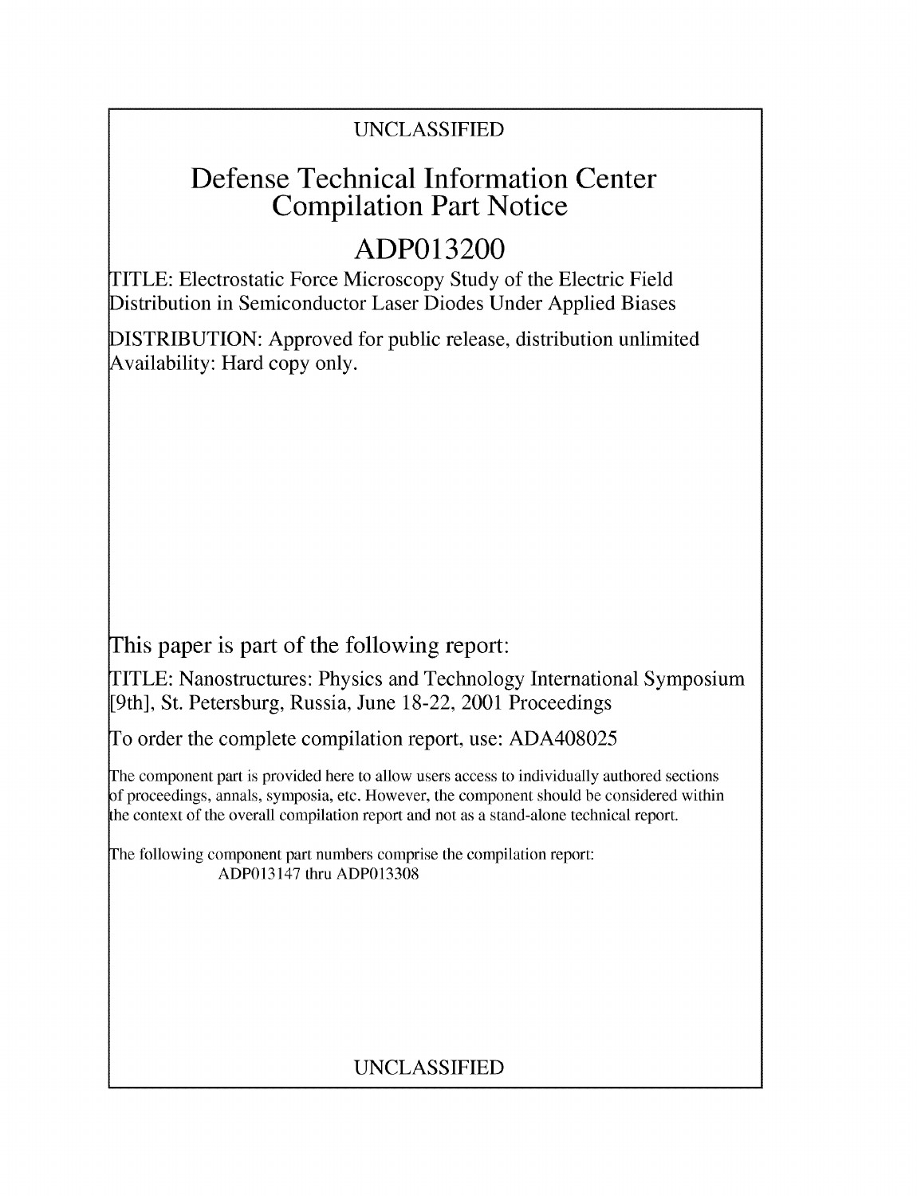UNCLASSIFIED

# Defense Technical Information Center Compilation Part Notice

# ADP013200

TITLE: Electrostatic Force Microscopy Study of the Electric Field Distribution in Semiconductor Laser Diodes Under Applied Biases

DISTRIBUTION: Approved for public release, distribution unlimited
Availability: Hard copy only.

This paper is part of the following report:

TITLE: Nanostructures: Physics and Technology International Symposium [9th], St. Petersburg, Russia, June 18-22, 2001 Proceedings

To order the complete compilation report, use: ADA408025

The component part is provided here to allow users access to individually authored sections of proceedings, annals, symposia, etc. However, the component should be considered within the context of the overall compilation report and not as a stand-alone technical report.

The following component part numbers comprise the compilation report:
ADP013147 thru ADP013308

UNCLASSIFIED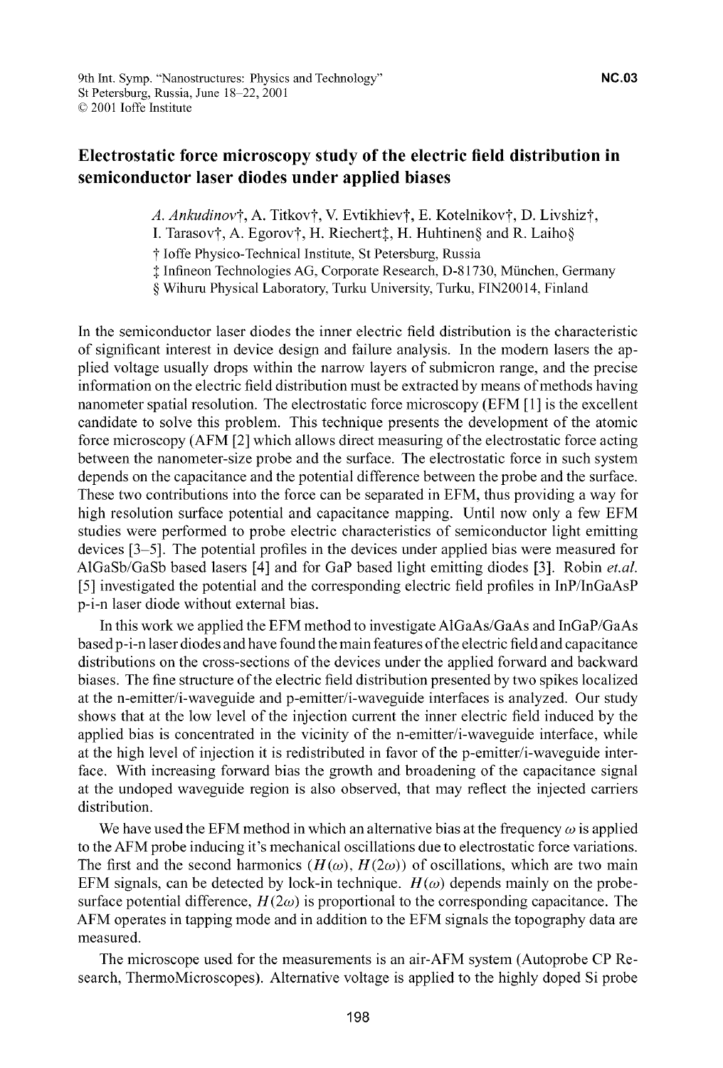# Electrostatic force microscopy study of the electric field distribution in semiconductor laser diodes under applied biases

*A. Ankudinov*†, A. Titkov†, V. Evtikhiev†, E. Kotelnikov†, D. Livshiz†, I. Tarasov†, A. Egorov†, H. Riechert‡, H. Huhtinen§ and R. Laiho§

† Ioffe Physico-Technical Institute, St Petersburg, Russia
‡ Infineon Technologies AG, Corporate Research, D-81730, München, Germany
§ Wihuru Physical Laboratory, Turku University, Turku, FIN20014, Finland

In the semiconductor laser diodes the inner electric field distribution is the characteristic of significant interest in device design and failure analysis. In the modern lasers the applied voltage usually drops within the narrow layers of submicron range, and the precise information on the electric field distribution must be extracted by means of methods having nanometer spatial resolution. The electrostatic force microscopy (EFM [1] is the excellent candidate to solve this problem. This technique presents the development of the atomic force microscopy (AFM [2] which allows direct measuring of the electrostatic force acting between the nanometer-size probe and the surface. The electrostatic force in such system depends on the capacitance and the potential difference between the probe and the surface. These two contributions into the force can be separated in EFM, thus providing a way for high resolution surface potential and capacitance mapping. Until now only a few EFM studies were performed to probe electric characteristics of semiconductor light emitting devices [3–5]. The potential profiles in the devices under applied bias were measured for AlGaSb/GaSb based lasers [4] and for GaP based light emitting diodes [3]. Robin *et.al.* [5] investigated the potential and the corresponding electric field profiles in InP/InGaAsP p-i-n laser diode without external bias.

In this work we applied the EFM method to investigate AlGaAs/GaAs and InGaP/GaAs based p-i-n laser diodes and have found the main features of the electric field and capacitance distributions on the cross-sections of the devices under the applied forward and backward biases. The fine structure of the electric field distribution presented by two spikes localized at the n-emitter/i-waveguide and p-emitter/i-waveguide interfaces is analyzed. Our study shows that at the low level of the injection current the inner electric field induced by the applied bias is concentrated in the vicinity of the n-emitter/i-waveguide interface, while at the high level of injection it is redistributed in favor of the p-emitter/i-waveguide interface. With increasing forward bias the growth and broadening of the capacitance signal at the undoped waveguide region is also observed, that may reflect the injected carriers distribution.

We have used the EFM method in which an alternative bias at the frequency $\omega$ is applied to the AFM probe inducing it's mechanical oscillations due to electrostatic force variations. The first and the second harmonics ($H(\omega)$, $H(2\omega)$) of oscillations, which are two main EFM signals, can be detected by lock-in technique. $H(\omega)$ depends mainly on the probe-surface potential difference, $H(2\omega)$ is proportional to the corresponding capacitance. The AFM operates in tapping mode and in addition to the EFM signals the topography data are measured.

The microscope used for the measurements is an air-AFM system (Autoprobe CP Research, ThermoMicroscopes). Alternative voltage is applied to the highly doped Si probe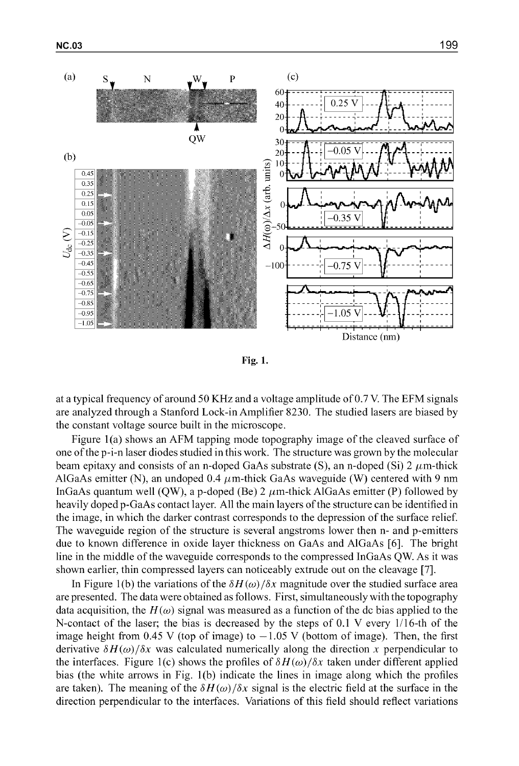Fig. 1.

at a typical frequency of around 50 KHz and a voltage amplitude of 0.7 V. The EFM signals are analyzed through a Stanford Lock-in Amplifier 8230. The studied lasers are biased by the constant voltage source built in the microscope.

Figure 1(a) shows an AFM tapping mode topography image of the cleaved surface of one of the p-i-n laser diodes studied in this work. The structure was grown by the molecular beam epitaxy and consists of an n-doped GaAs substrate (S), an n-doped (Si) 2 $\mu$m-thick AlGaAs emitter (N), an undoped 0.4 $\mu$m-thick GaAs waveguide (W) centered with 9 nm InGaAs quantum well (QW), a p-doped (Be) 2 $\mu$m-thick AlGaAs emitter (P) followed by heavily doped p-GaAs contact layer. All the main layers of the structure can be identified in the image, in which the darker contrast corresponds to the depression of the surface relief. The waveguide region of the structure is several angstroms lower then n- and p-emitters due to known difference in oxide layer thickness on GaAs and AlGaAs [6]. The bright line in the middle of the waveguide corresponds to the compressed InGaAs QW. As it was shown earlier, thin compressed layers can noticeably extrude out on the cleavage [7].

In Figure 1(b) the variations of the $\delta H(\omega)/\delta x$ magnitude over the studied surface area are presented. The data were obtained as follows. First, simultaneously with the topography data acquisition, the $H(\omega)$ signal was measured as a function of the dc bias applied to the N-contact of the laser; the bias is decreased by the steps of 0.1 V every 1/16-th of the image height from 0.45 V (top of image) to $-1.05$ V (bottom of image). Then, the first derivative $\delta H(\omega)/\delta x$ was calculated numerically along the direction $x$ perpendicular to the interfaces. Figure 1(c) shows the profiles of $\delta H(\omega)/\delta x$ taken under different applied bias (the white arrows in Fig. 1(b) indicate the lines in image along which the profiles are taken). The meaning of the $\delta H(\omega)/\delta x$ signal is the electric field at the surface in the direction perpendicular to the interfaces. Variations of this field should reflect variations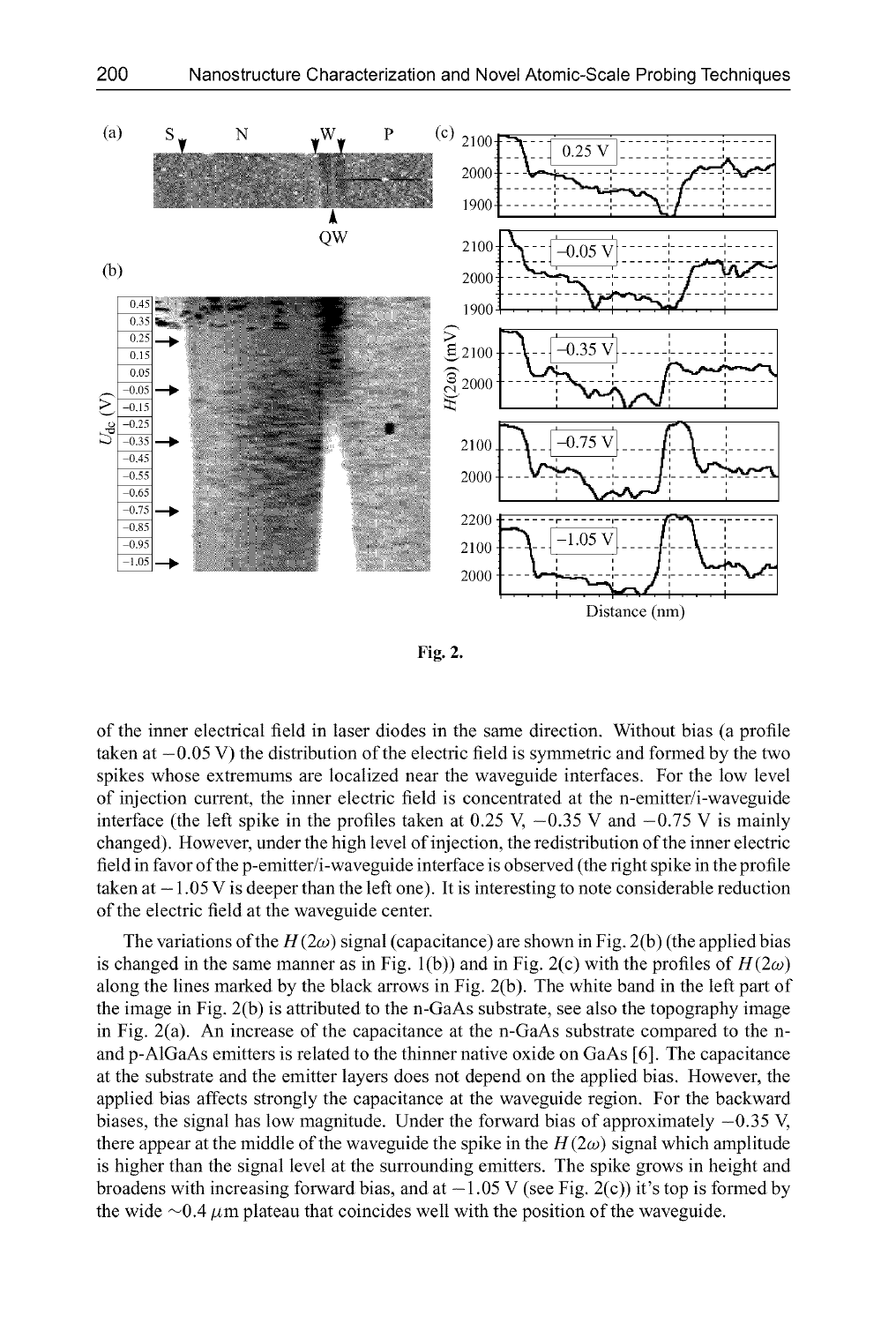Fig. 2.

of the inner electrical field in laser diodes in the same direction. Without bias (a profile taken at −0.05 V) the distribution of the electric field is symmetric and formed by the two spikes whose extremums are localized near the waveguide interfaces. For the low level of injection current, the inner electric field is concentrated at the n-emitter/i-waveguide interface (the left spike in the profiles taken at 0.25 V, −0.35 V and −0.75 V is mainly changed). However, under the high level of injection, the redistribution of the inner electric field in favor of the p-emitter/i-waveguide interface is observed (the right spike in the profile taken at −1.05 V is deeper than the left one). It is interesting to note considerable reduction of the electric field at the waveguide center.

The variations of the $H(2\omega)$ signal (capacitance) are shown in Fig. 2(b) (the applied bias is changed in the same manner as in Fig. 1(b)) and in Fig. 2(c) with the profiles of $H(2\omega)$ along the lines marked by the black arrows in Fig. 2(b). The white band in the left part of the image in Fig. 2(b) is attributed to the n-GaAs substrate, see also the topography image in Fig. 2(a). An increase of the capacitance at the n-GaAs substrate compared to the n- and p-AlGaAs emitters is related to the thinner native oxide on GaAs [6]. The capacitance at the substrate and the emitter layers does not depend on the applied bias. However, the applied bias affects strongly the capacitance at the waveguide region. For the backward biases, the signal has low magnitude. Under the forward bias of approximately −0.35 V, there appear at the middle of the waveguide the spike in the $H(2\omega)$ signal which amplitude is higher than the signal level at the surrounding emitters. The spike grows in height and broadens with increasing forward bias, and at −1.05 V (see Fig. 2(c)) it's top is formed by the wide ~0.4 $\mu$m plateau that coincides well with the position of the waveguide.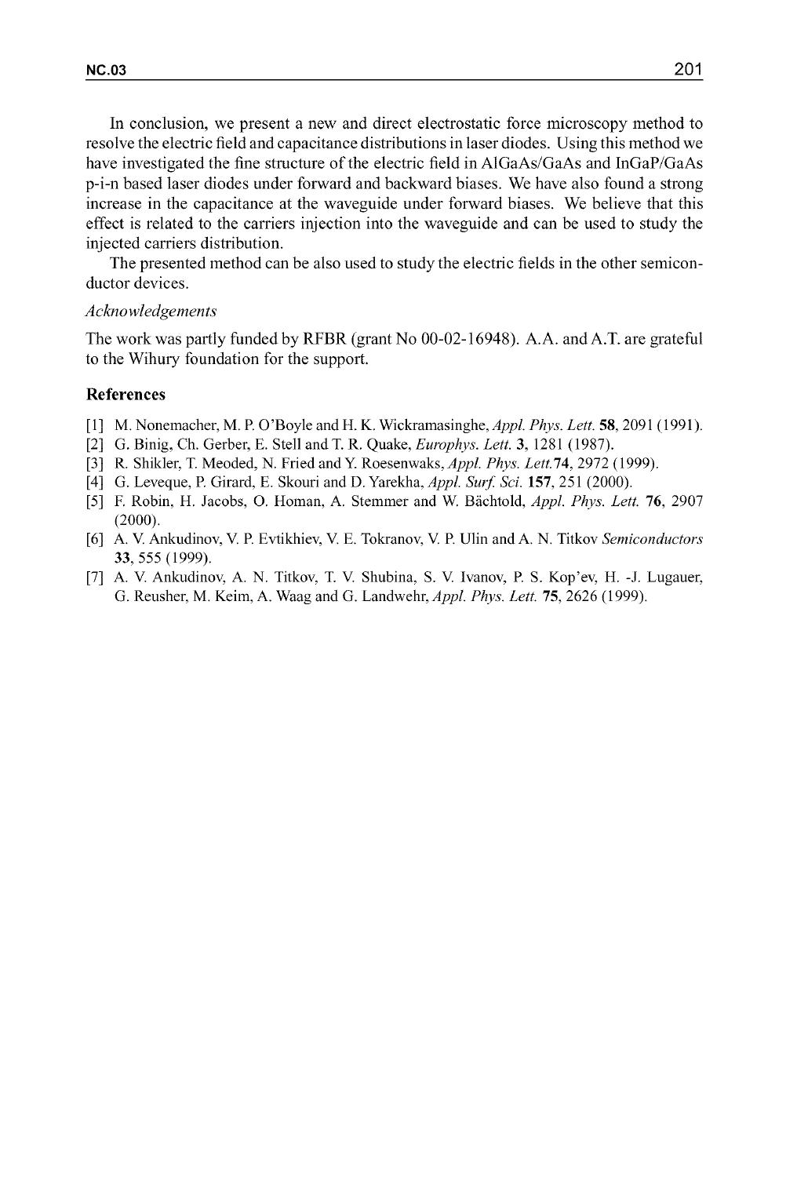In conclusion, we present a new and direct electrostatic force microscopy method to resolve the electric field and capacitance distributions in laser diodes. Using this method we have investigated the fine structure of the electric field in AlGaAs/GaAs and InGaP/GaAs p-i-n based laser diodes under forward and backward biases. We have also found a strong increase in the capacitance at the waveguide under forward biases. We believe that this effect is related to the carriers injection into the waveguide and can be used to study the injected carriers distribution.

The presented method can be also used to study the electric fields in the other semiconductor devices.

*Acknowledgements*

The work was partly funded by RFBR (grant No 00-02-16948). A.A. and A.T. are grateful to the Wihury foundation for the support.

## References

[1] M. Nonemacher, M. P. O'Boyle and H. K. Wickramasinghe, *Appl. Phys. Lett.* **58**, 2091 (1991).

[2] G. Binig, Ch. Gerber, E. Stell and T. R. Quake, *Europhys. Lett.* **3**, 1281 (1987).

[3] R. Shikler, T. Meoded, N. Fried and Y. Roesenwaks, *Appl. Phys. Lett.***74**, 2972 (1999).

[4] G. Leveque, P. Girard, E. Skouri and D. Yarekha, *Appl. Surf. Sci.* **157**, 251 (2000).

[5] F. Robin, H. Jacobs, O. Homan, A. Stemmer and W. Bächtold, *Appl. Phys. Lett.* **76**, 2907 (2000).

[6] A. V. Ankudinov, V. P. Evtikhiev, V. E. Tokranov, V. P. Ulin and A. N. Titkov *Semiconductors* **33**, 555 (1999).

[7] A. V. Ankudinov, A. N. Titkov, T. V. Shubina, S. V. Ivanov, P. S. Kop'ev, H. -J. Lugauer, G. Reusher, M. Keim, A. Waag and G. Landwehr, *Appl. Phys. Lett.* **75**, 2626 (1999).